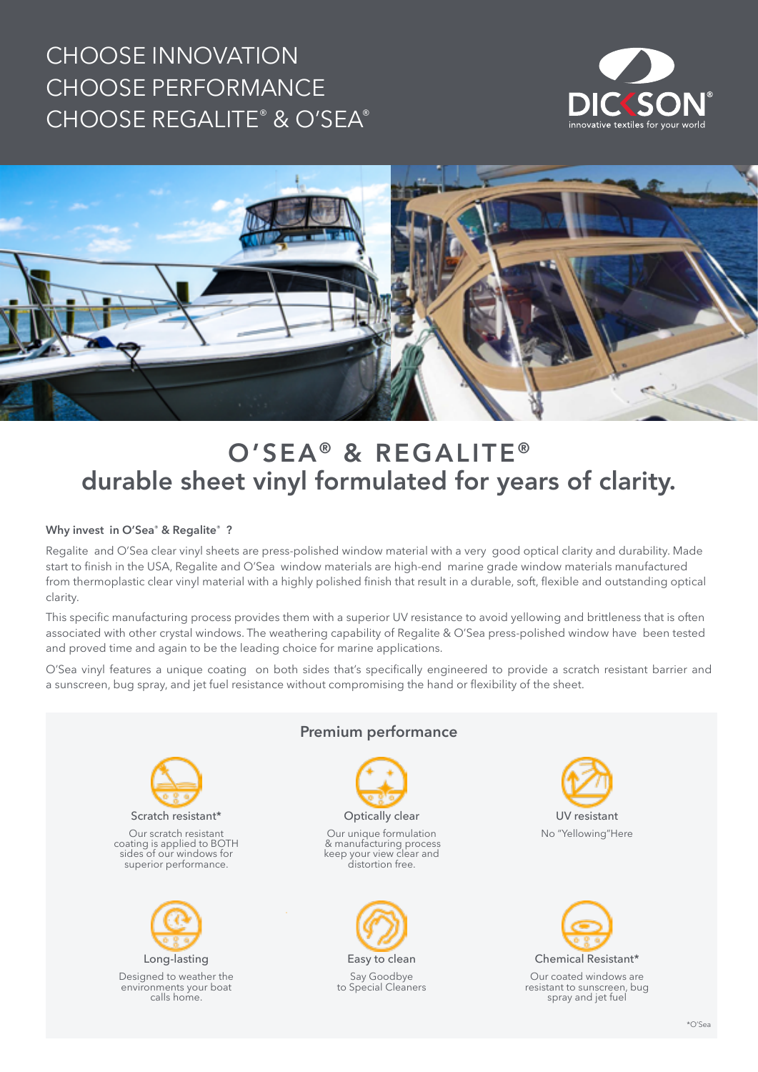CHOOSE INNOVATION
CHOOSE PERFORMANCE
CHOOSE REGALITE® & O'SEA®

DICKSON®
innovative textiles for your world

# O'SEA® & REGALITE®
## durable sheet vinyl formulated for years of clarity.

**Why invest in O'Sea® & Regalite® ?**

Regalite and O'Sea clear vinyl sheets are press-polished window material with a very good optical clarity and durability. Made start to finish in the USA, Regalite and O'Sea window materials are high-end marine grade window materials manufactured from thermoplastic clear vinyl material with a highly polished finish that result in a durable, soft, flexible and outstanding optical clarity.

This specific manufacturing process provides them with a superior UV resistance to avoid yellowing and brittleness that is often associated with other crystal windows. The weathering capability of Regalite & O'Sea press-polished window have been tested and proved time and again to be the leading choice for marine applications.

O'Sea vinyl features a unique coating on both sides that's specifically engineered to provide a scratch resistant barrier and a sunscreen, bug spray, and jet fuel resistance without compromising the hand or flexibility of the sheet.

### Premium performance

**Scratch resistant***
Our scratch resistant coating is applied to BOTH sides of our windows for superior performance.

**Optically clear**
Our unique formulation & manufacturing process keep your view clear and distortion free.

**UV resistant**
No "Yellowing"Here

**Long-lasting**
Designed to weather the environments your boat calls home.

**Easy to clean**
Say Goodbye to Special Cleaners

**Chemical Resistant***
Our coated windows are resistant to sunscreen, bug spray and jet fuel

*O'Sea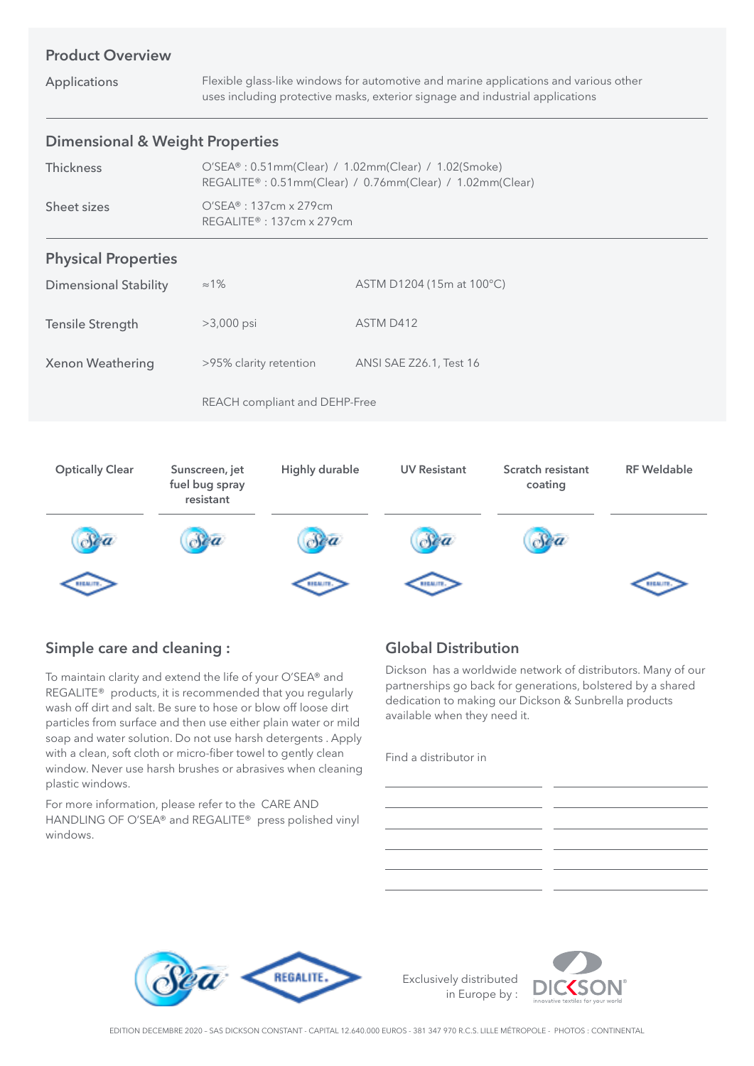## Product Overview

| | |
|---|---|
| Applications | Flexible glass-like windows for automotive and marine applications and various other uses including protective masks, exterior signage and industrial applications |

## Dimensional & Weight Properties

| | |
|---|---|
| Thickness | O'SEA® : 0.51mm(Clear) / 1.02mm(Clear) / 1.02(Smoke)<br>REGALITE® : 0.51mm(Clear) / 0.76mm(Clear) / 1.02mm(Clear) |
| Sheet sizes | O'SEA® : 137cm x 279cm<br>REGALITE® : 137cm x 279cm |

## Physical Properties

| | | |
|---|---|---|
| Dimensional Stability | ≈1% | ASTM D1204 (15m at 100°C) |
| Tensile Strength | >3,000 psi | ASTM D412 |
| Xenon Weathering | >95% clarity retention | ANSI SAE Z26.1, Test 16 |
| | REACH compliant and DEHP-Free | |

| | Optically Clear | Sunscreen, jet fuel bug spray resistant | Highly durable | UV Resistant | Scratch resistant coating | RF Weldable |
|---|---|---|---|---|---|---|
| O'SEA® | ✓ | ✓ | ✓ | ✓ | ✓ | |
| REGALITE® | ✓ | | ✓ | ✓ | | ✓ |

## Simple care and cleaning :

To maintain clarity and extend the life of your O'SEA® and REGALITE® products, it is recommended that you regularly wash off dirt and salt. Be sure to hose or blow off loose dirt particles from surface and then use either plain water or mild soap and water solution. Do not use harsh detergents . Apply with a clean, soft cloth or micro-fiber towel to gently clean window. Never use harsh brushes or abrasives when cleaning plastic windows.

For more information, please refer to the CARE AND HANDLING OF O'SEA® and REGALITE® press polished vinyl windows.

## Global Distribution

Dickson has a worldwide network of distributors. Many of our partnerships go back for generations, bolstered by a shared dedication to making our Dickson & Sunbrella products available when they need it.

Find a distributor in

Exclusively distributed in Europe by : DICKSON® innovative textiles for your world

EDITION DECEMBRE 2020 - SAS DICKSON CONSTANT - CAPITAL 12.640.000 EUROS - 381 347 970 R.C.S. LILLE MÉTROPOLE - PHOTOS : CONTINENTAL